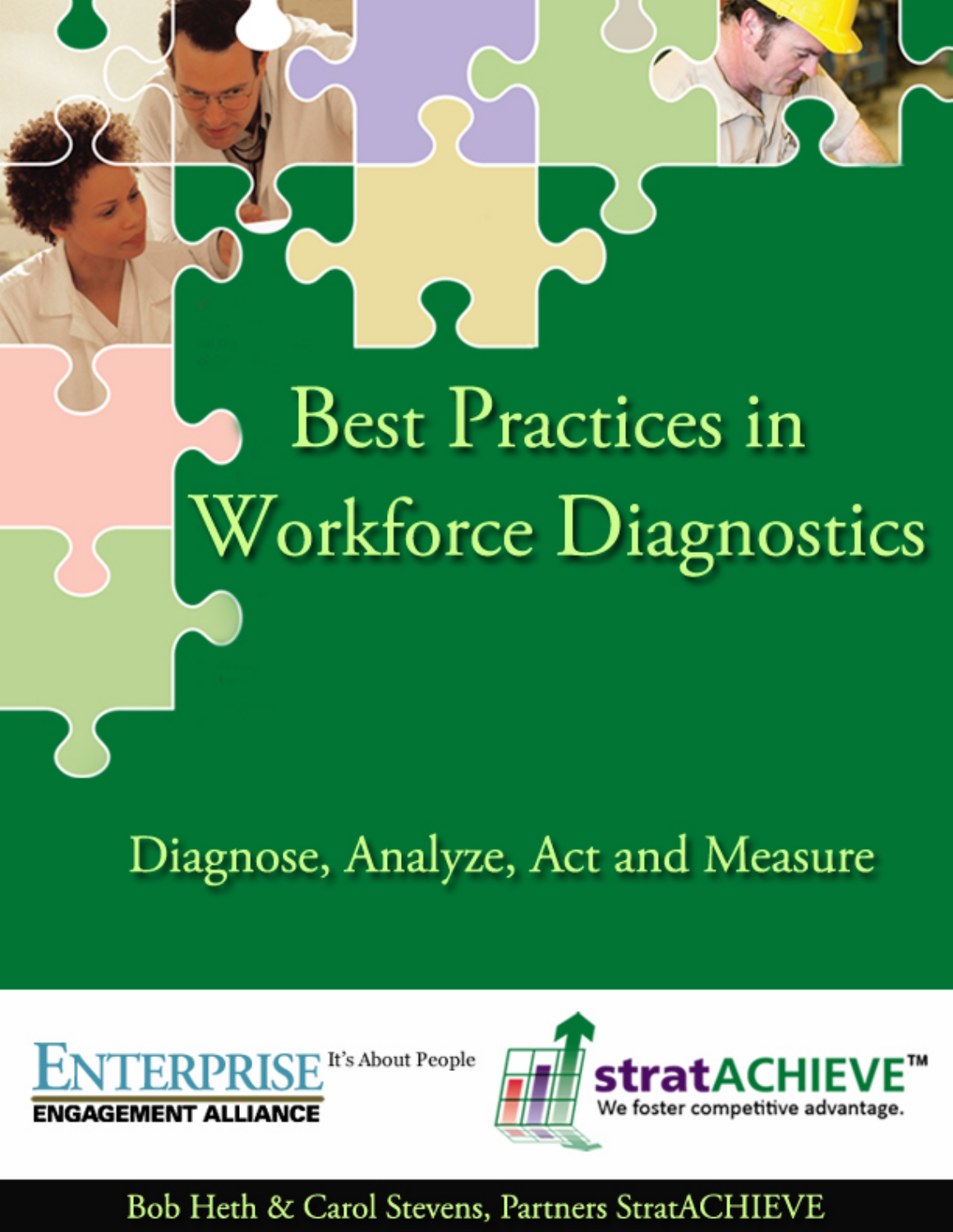# Best Practices in Workforce Diagnostics

## Diagnose, Analyze, Act and Measure

ENTERPRISE ENGAGEMENT ALLIANCE It's About People

stratACHIEVE™ We foster competitive advantage.

Bob Heth & Carol Stevens, Partners StratACHIEVE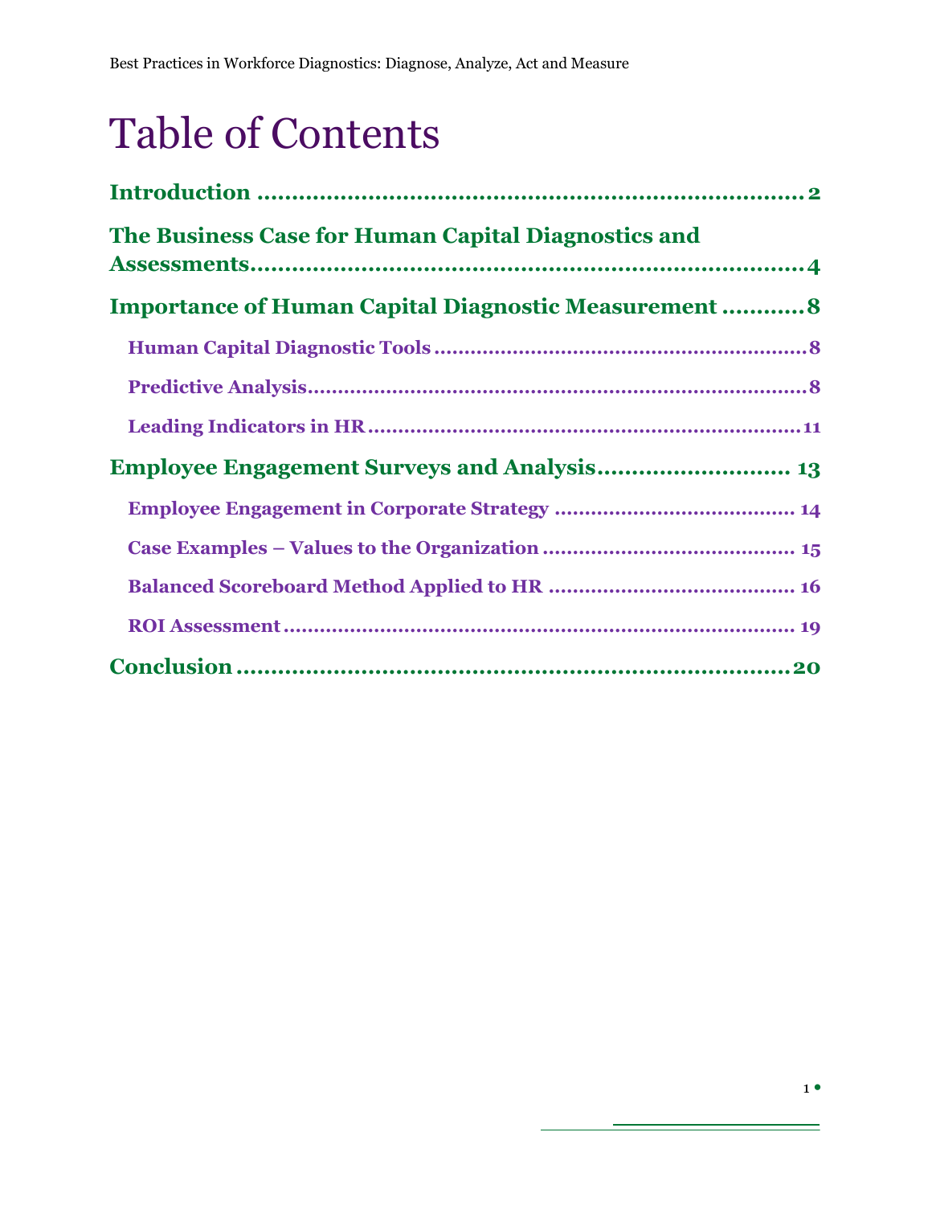# Table of Contents

**Introduction** .......................................................................... 2

**The Business Case for Human Capital Diagnostics and Assessments** .......................................................................... 4

**Importance of Human Capital Diagnostic Measurement** ........... 8

- **Human Capital Diagnostic Tools** .......................................................... 8
- **Predictive Analysis** .......................................................................... 8
- **Leading Indicators in HR** .......................................................................... 11

**Employee Engagement Surveys and Analysis** ........................... 13

- **Employee Engagement in Corporate Strategy** ....................................... 14
- **Case Examples – Values to the Organization** ......................................... 15
- **Balanced Scoreboard Method Applied to HR** ......................................... 16
- **ROI Assessment** .......................................................................... 19

**Conclusion** .......................................................................... 20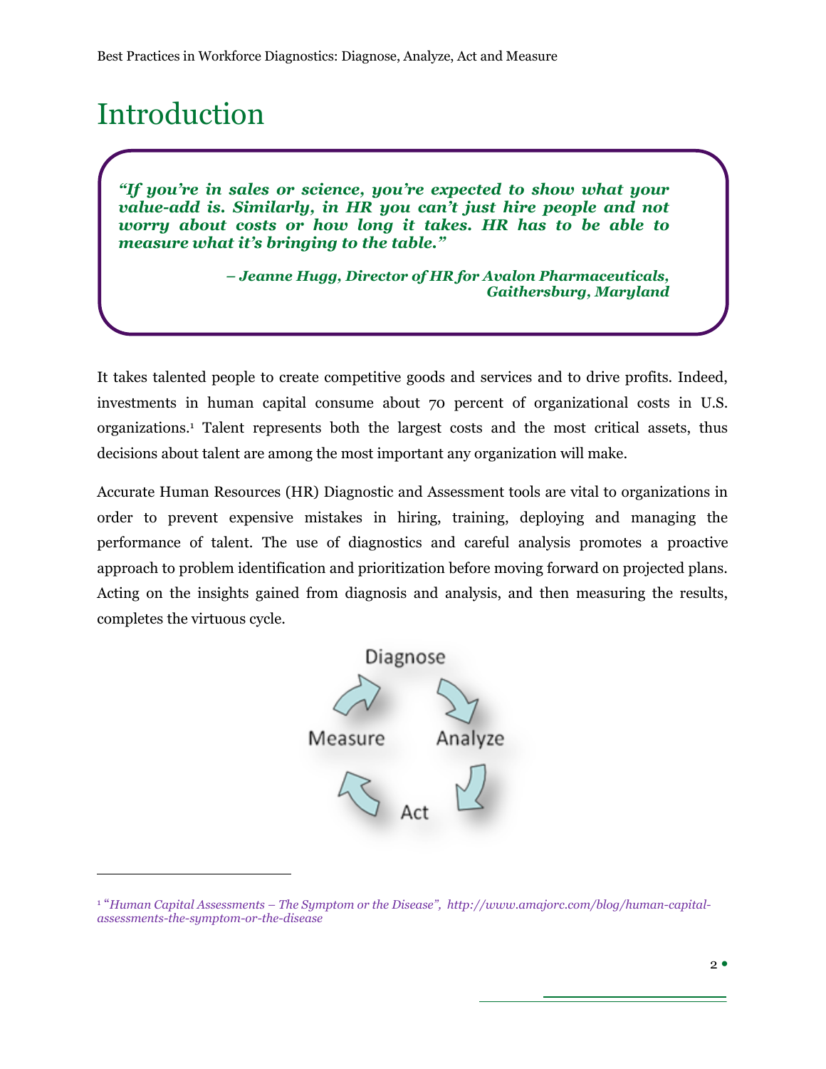# Introduction

> ***"If you're in sales or science, you're expected to show what your value-add is. Similarly, in HR you can't just hire people and not worry about costs or how long it takes. HR has to be able to measure what it's bringing to the table."***
>
> ***– Jeanne Hugg, Director of HR for Avalon Pharmaceuticals, Gaithersburg, Maryland***

It takes talented people to create competitive goods and services and to drive profits. Indeed, investments in human capital consume about 70 percent of organizational costs in U.S. organizations.[1] Talent represents both the largest costs and the most critical assets, thus decisions about talent are among the most important any organization will make.

Accurate Human Resources (HR) Diagnostic and Assessment tools are vital to organizations in order to prevent expensive mistakes in hiring, training, deploying and managing the performance of talent. The use of diagnostics and careful analysis promotes a proactive approach to problem identification and prioritization before moving forward on projected plans. Acting on the insights gained from diagnosis and analysis, and then measuring the results, completes the virtuous cycle.

Diagnose → Analyze → Act → Measure

---

[1] "*Human Capital Assessments – The Symptom or the Disease*", *http://www.amajorc.com/blog/human-capital-assessments-the-symptom-or-the-disease*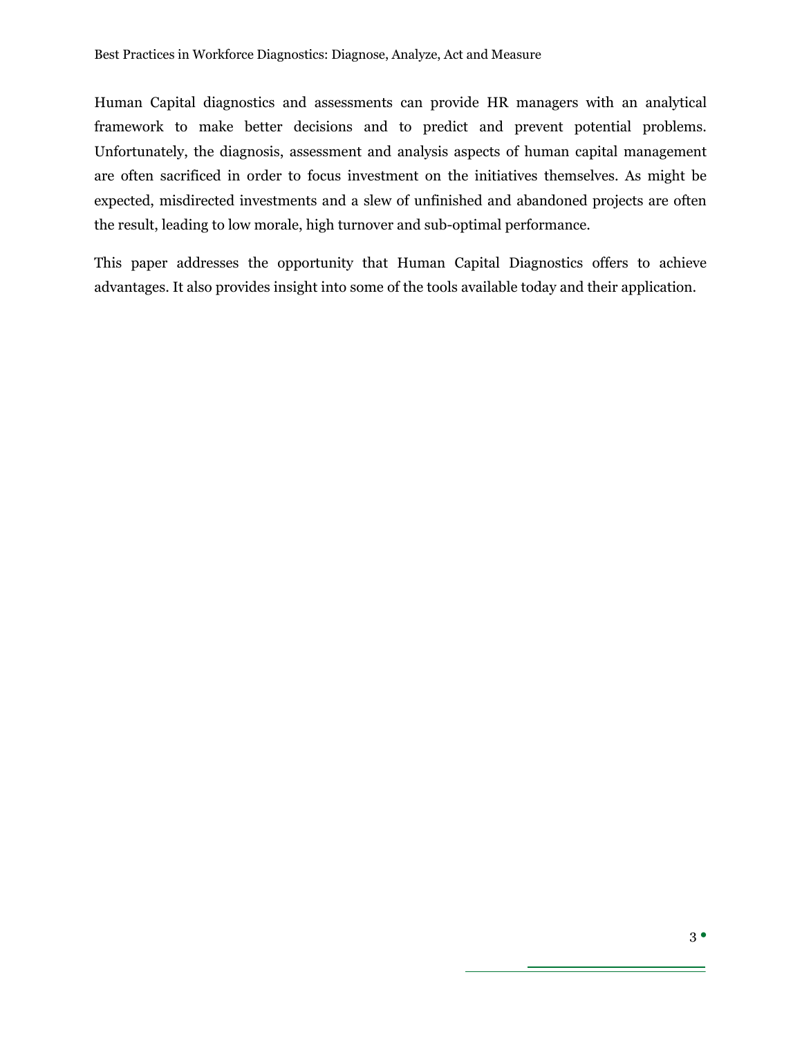Human Capital diagnostics and assessments can provide HR managers with an analytical framework to make better decisions and to predict and prevent potential problems. Unfortunately, the diagnosis, assessment and analysis aspects of human capital management are often sacrificed in order to focus investment on the initiatives themselves. As might be expected, misdirected investments and a slew of unfinished and abandoned projects are often the result, leading to low morale, high turnover and sub-optimal performance.

This paper addresses the opportunity that Human Capital Diagnostics offers to achieve advantages. It also provides insight into some of the tools available today and their application.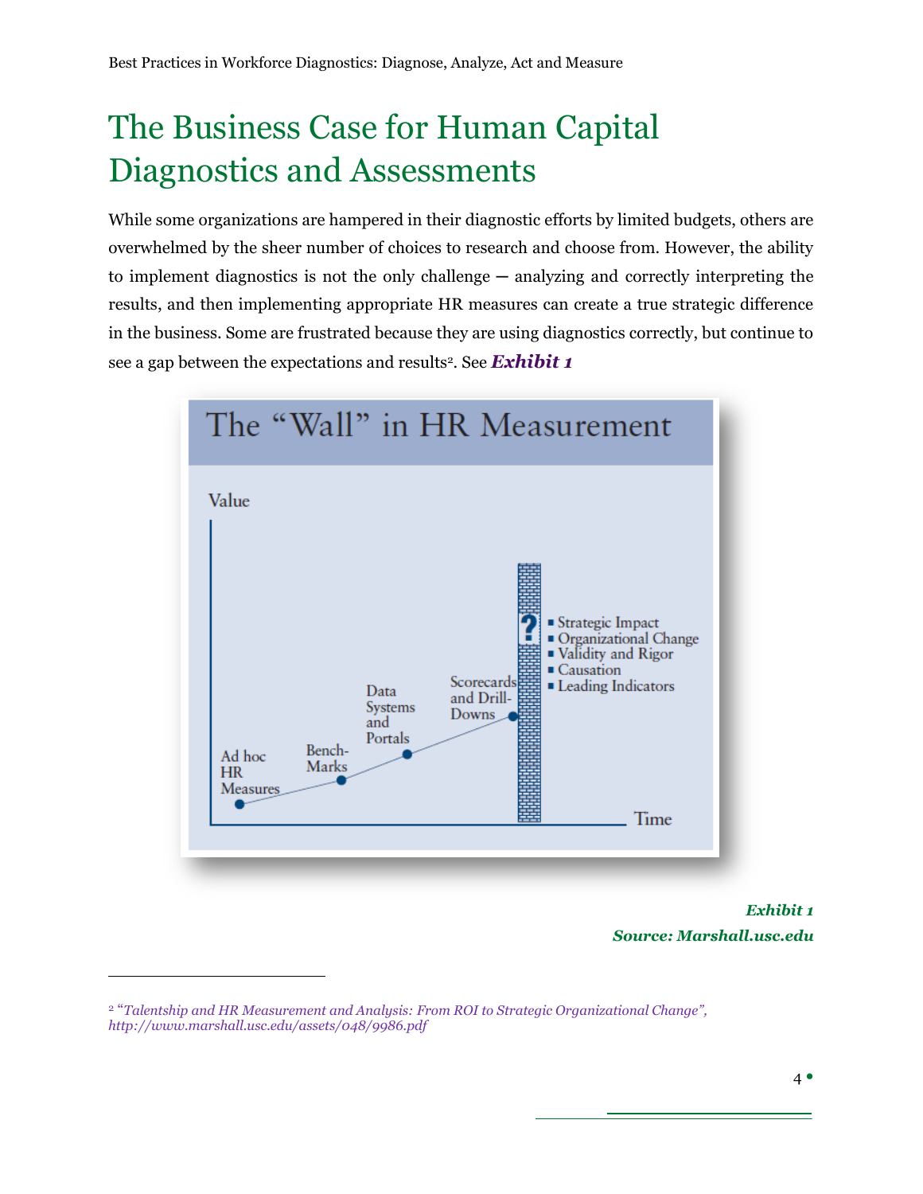# The Business Case for Human Capital Diagnostics and Assessments

While some organizations are hampered in their diagnostic efforts by limited budgets, others are overwhelmed by the sheer number of choices to research and choose from. However, the ability to implement diagnostics is not the only challenge — analyzing and correctly interpreting the results, and then implementing appropriate HR measures can create a true strategic difference in the business. Some are frustrated because they are using diagnostics correctly, but continue to see a gap between the expectations and results[2]. See ***Exhibit 1***

The "Wall" in HR Measurement

Value

Ad hoc HR Measures · Bench-Marks · Data Systems and Portals · Scorecards and Drill-Downs

?

- Strategic Impact
- Organizational Change
- Validity and Rigor
- Causation
- Leading Indicators

Time

***Exhibit 1***
***Source: Marshall.usc.edu***

---

[2] *"Talentship and HR Measurement and Analysis: From ROI to Strategic Organizational Change", http://www.marshall.usc.edu/assets/048/9986.pdf*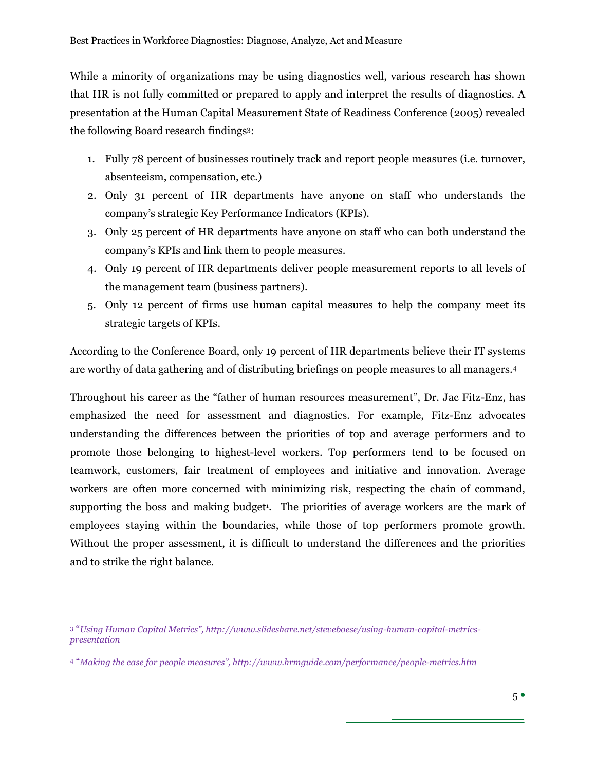While a minority of organizations may be using diagnostics well, various research has shown that HR is not fully committed or prepared to apply and interpret the results of diagnostics. A presentation at the Human Capital Measurement State of Readiness Conference (2005) revealed the following Board research findings[3]:

1. Fully 78 percent of businesses routinely track and report people measures (i.e. turnover, absenteeism, compensation, etc.)
2. Only 31 percent of HR departments have anyone on staff who understands the company's strategic Key Performance Indicators (KPIs).
3. Only 25 percent of HR departments have anyone on staff who can both understand the company's KPIs and link them to people measures.
4. Only 19 percent of HR departments deliver people measurement reports to all levels of the management team (business partners).
5. Only 12 percent of firms use human capital measures to help the company meet its strategic targets of KPIs.

According to the Conference Board, only 19 percent of HR departments believe their IT systems are worthy of data gathering and of distributing briefings on people measures to all managers.[4]

Throughout his career as the "father of human resources measurement", Dr. Jac Fitz-Enz, has emphasized the need for assessment and diagnostics. For example, Fitz-Enz advocates understanding the differences between the priorities of top and average performers and to promote those belonging to highest-level workers. Top performers tend to be focused on teamwork, customers, fair treatment of employees and initiative and innovation. Average workers are often more concerned with minimizing risk, respecting the chain of command, supporting the boss and making budget[1]. The priorities of average workers are the mark of employees staying within the boundaries, while those of top performers promote growth. Without the proper assessment, it is difficult to understand the differences and the priorities and to strike the right balance.

---

[3] *"Using Human Capital Metrics", http://www.slideshare.net/steveboese/using-human-capital-metrics-presentation*

[4] *"Making the case for people measures", http://www.hrmguide.com/performance/people-metrics.htm*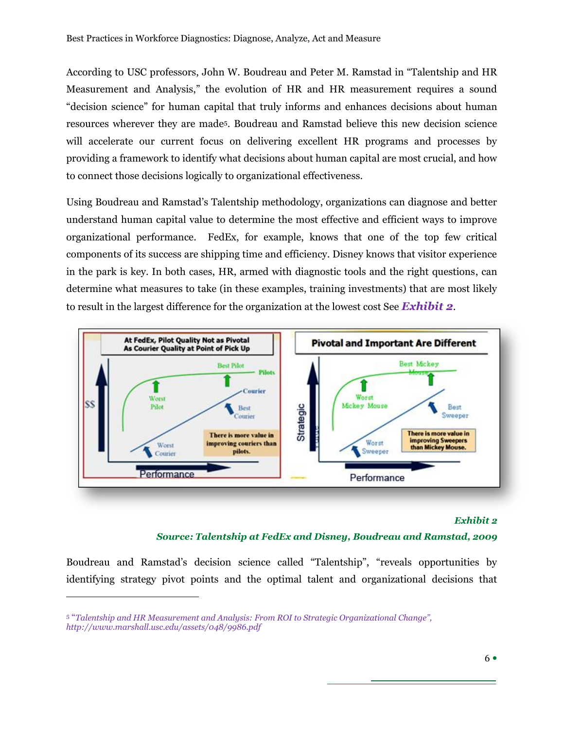According to USC professors, John W. Boudreau and Peter M. Ramstad in "Talentship and HR Measurement and Analysis," the evolution of HR and HR measurement requires a sound "decision science" for human capital that truly informs and enhances decisions about human resources wherever they are made[5]. Boudreau and Ramstad believe this new decision science will accelerate our current focus on delivering excellent HR programs and processes by providing a framework to identify what decisions about human capital are most crucial, and how to connect those decisions logically to organizational effectiveness.

Using Boudreau and Ramstad's Talentship methodology, organizations can diagnose and better understand human capital value to determine the most effective and efficient ways to improve organizational performance. FedEx, for example, knows that one of the top few critical components of its success are shipping time and efficiency. Disney knows that visitor experience in the park is key. In both cases, HR, armed with diagnostic tools and the right questions, can determine what measures to take (in these examples, training investments) that are most likely to result in the largest difference for the organization at the lowest cost See ***Exhibit 2***.

***Exhibit 2***

***Source: Talentship at FedEx and Disney, Boudreau and Ramstad, 2009***

Boudreau and Ramstad's decision science called "Talentship", "reveals opportunities by identifying strategy pivot points and the optimal talent and organizational decisions that

---

[5] *"Talentship and HR Measurement and Analysis: From ROI to Strategic Organizational Change", http://www.marshall.usc.edu/assets/048/9986.pdf*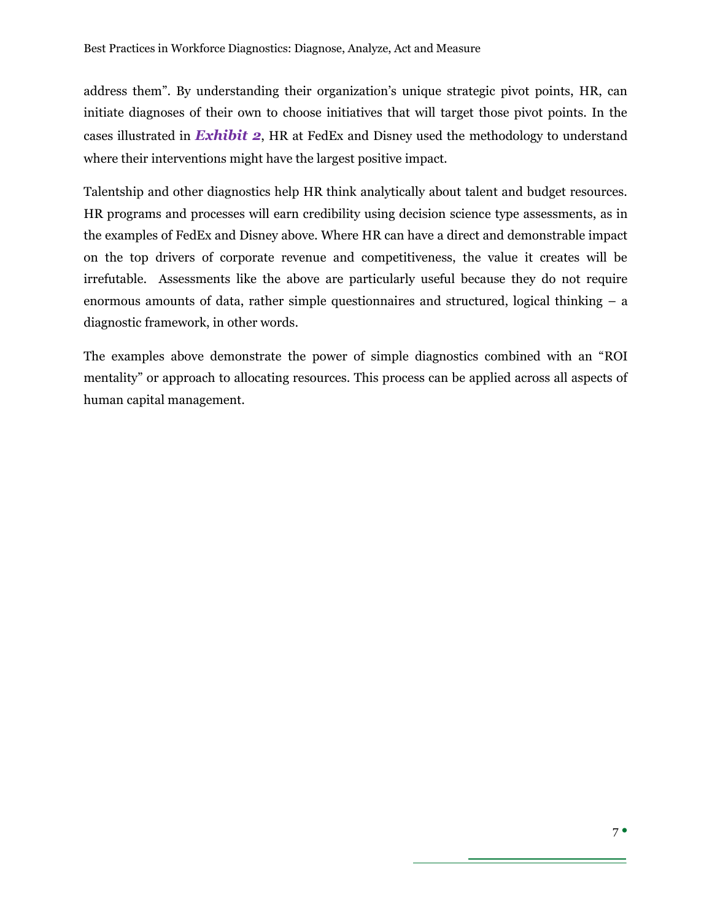address them". By understanding their organization's unique strategic pivot points, HR, can initiate diagnoses of their own to choose initiatives that will target those pivot points. In the cases illustrated in ***Exhibit 2***, HR at FedEx and Disney used the methodology to understand where their interventions might have the largest positive impact.

Talentship and other diagnostics help HR think analytically about talent and budget resources. HR programs and processes will earn credibility using decision science type assessments, as in the examples of FedEx and Disney above. Where HR can have a direct and demonstrable impact on the top drivers of corporate revenue and competitiveness, the value it creates will be irrefutable. Assessments like the above are particularly useful because they do not require enormous amounts of data, rather simple questionnaires and structured, logical thinking – a diagnostic framework, in other words.

The examples above demonstrate the power of simple diagnostics combined with an "ROI mentality" or approach to allocating resources. This process can be applied across all aspects of human capital management.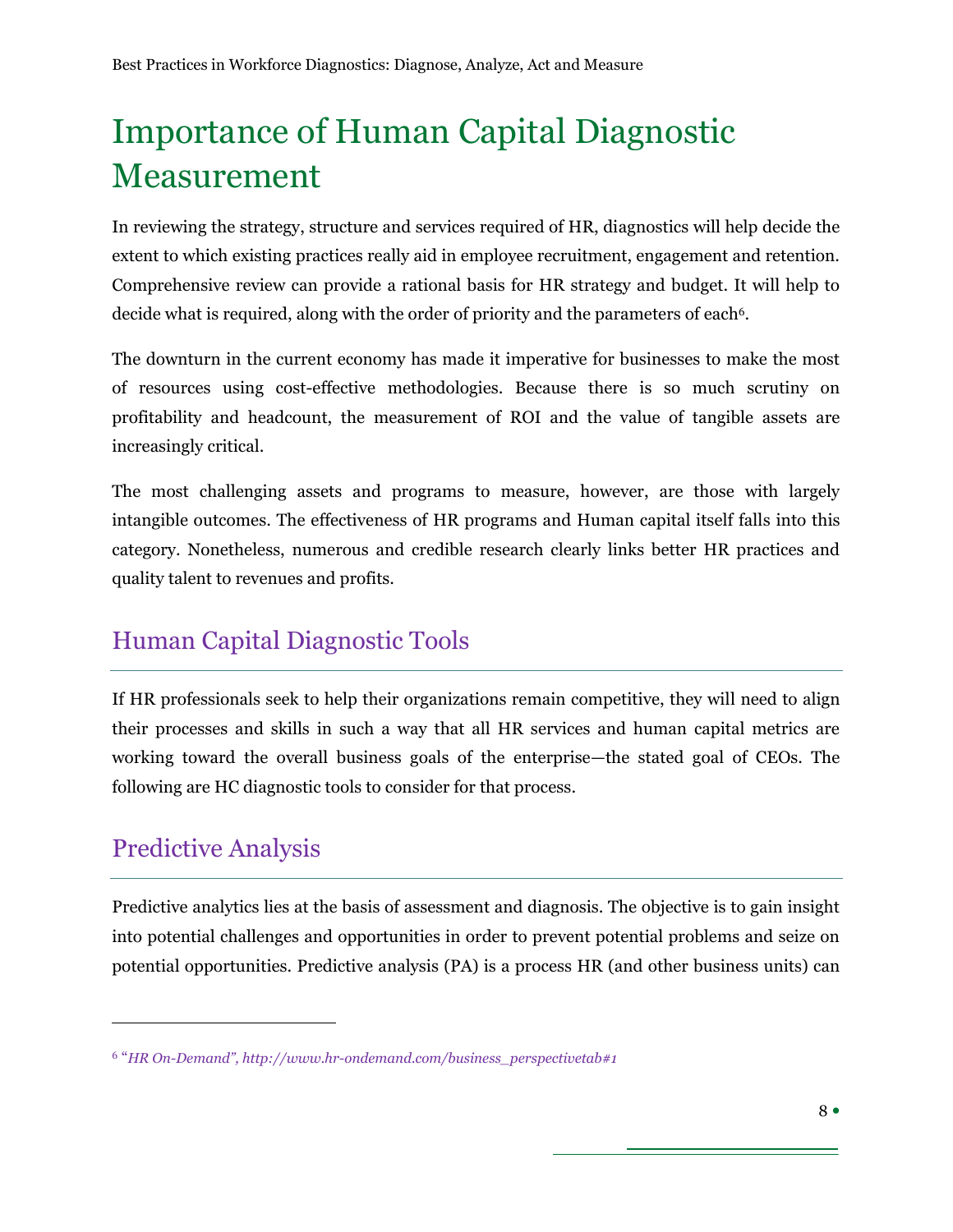# Importance of Human Capital Diagnostic Measurement

In reviewing the strategy, structure and services required of HR, diagnostics will help decide the extent to which existing practices really aid in employee recruitment, engagement and retention. Comprehensive review can provide a rational basis for HR strategy and budget. It will help to decide what is required, along with the order of priority and the parameters of each[6].

The downturn in the current economy has made it imperative for businesses to make the most of resources using cost-effective methodologies. Because there is so much scrutiny on profitability and headcount, the measurement of ROI and the value of tangible assets are increasingly critical.

The most challenging assets and programs to measure, however, are those with largely intangible outcomes. The effectiveness of HR programs and Human capital itself falls into this category. Nonetheless, numerous and credible research clearly links better HR practices and quality talent to revenues and profits.

## Human Capital Diagnostic Tools

If HR professionals seek to help their organizations remain competitive, they will need to align their processes and skills in such a way that all HR services and human capital metrics are working toward the overall business goals of the enterprise—the stated goal of CEOs. The following are HC diagnostic tools to consider for that process.

## Predictive Analysis

Predictive analytics lies at the basis of assessment and diagnosis. The objective is to gain insight into potential challenges and opportunities in order to prevent potential problems and seize on potential opportunities. Predictive analysis (PA) is a process HR (and other business units) can

---

[6] *"HR On-Demand", http://www.hr-ondemand.com/business_perspectivetab#1*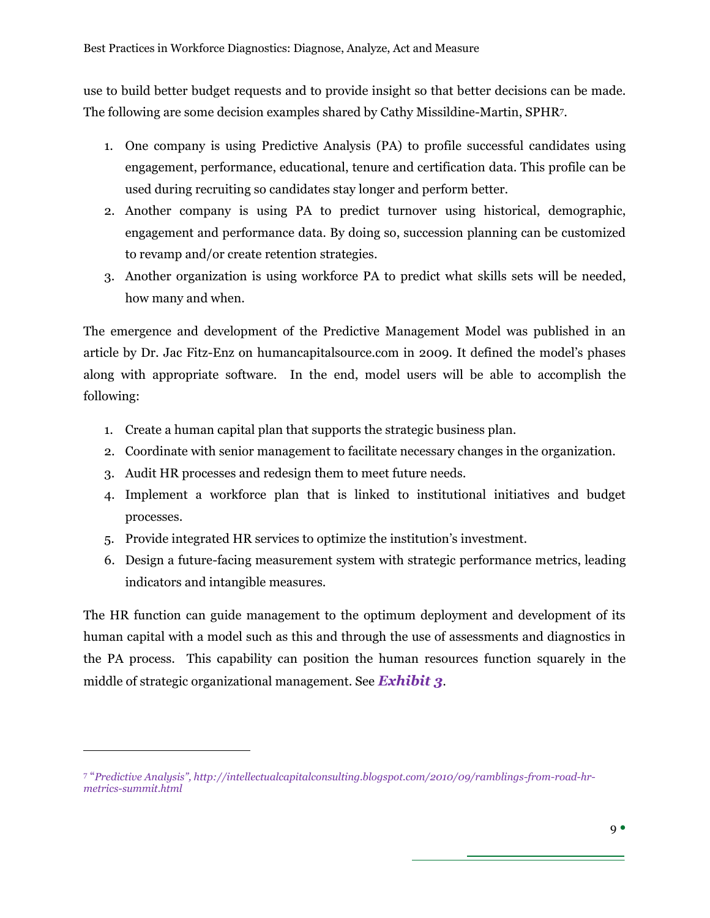use to build better budget requests and to provide insight so that better decisions can be made. The following are some decision examples shared by Cathy Missildine-Martin, SPHR[7].

1. One company is using Predictive Analysis (PA) to profile successful candidates using engagement, performance, educational, tenure and certification data. This profile can be used during recruiting so candidates stay longer and perform better.
2. Another company is using PA to predict turnover using historical, demographic, engagement and performance data. By doing so, succession planning can be customized to revamp and/or create retention strategies.
3. Another organization is using workforce PA to predict what skills sets will be needed, how many and when.

The emergence and development of the Predictive Management Model was published in an article by Dr. Jac Fitz-Enz on humancapitalsource.com in 2009. It defined the model's phases along with appropriate software. In the end, model users will be able to accomplish the following:

1. Create a human capital plan that supports the strategic business plan.
2. Coordinate with senior management to facilitate necessary changes in the organization.
3. Audit HR processes and redesign them to meet future needs.
4. Implement a workforce plan that is linked to institutional initiatives and budget processes.
5. Provide integrated HR services to optimize the institution's investment.
6. Design a future-facing measurement system with strategic performance metrics, leading indicators and intangible measures.

The HR function can guide management to the optimum deployment and development of its human capital with a model such as this and through the use of assessments and diagnostics in the PA process. This capability can position the human resources function squarely in the middle of strategic organizational management. See ***Exhibit 3***.

---

[7] "*Predictive Analysis", http://intellectualcapitalconsulting.blogspot.com/2010/09/ramblings-from-road-hr-metrics-summit.html*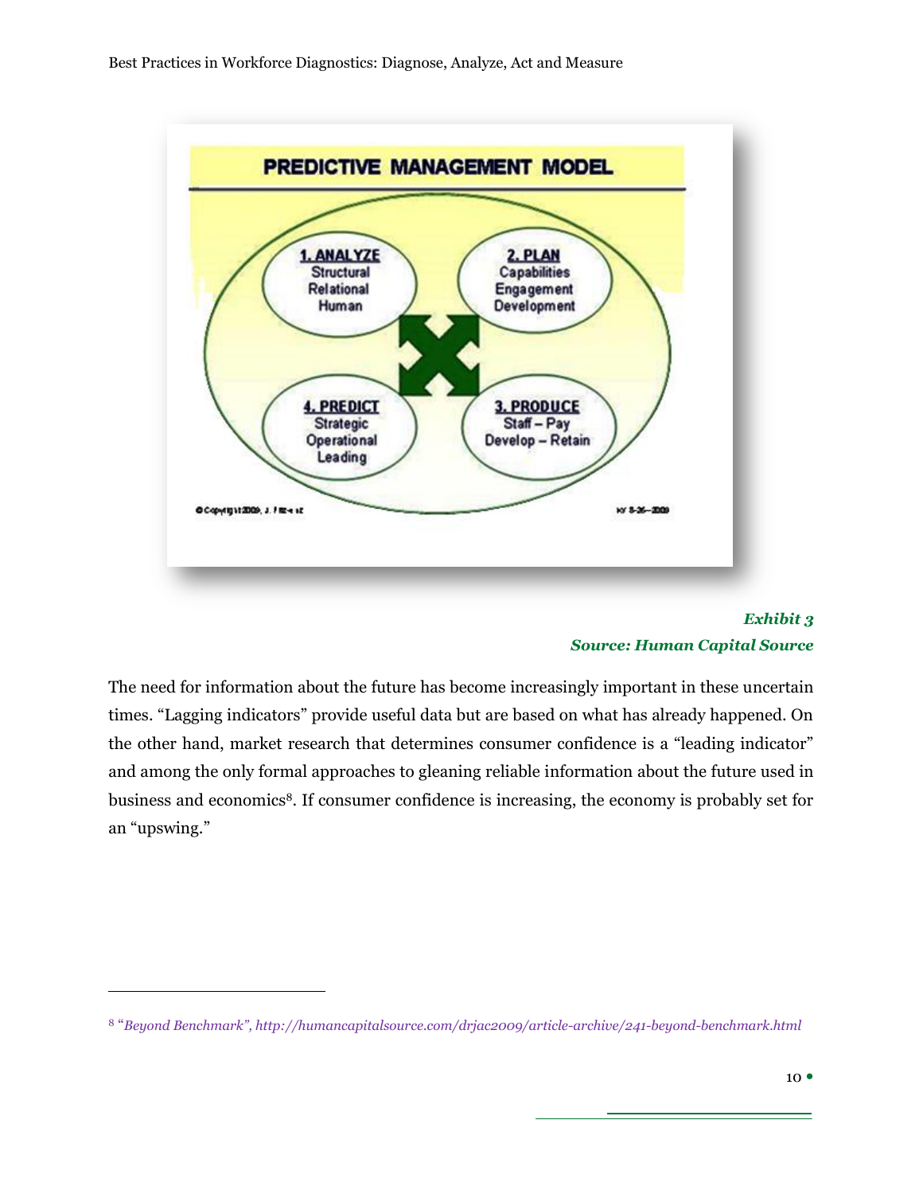PREDICTIVE MANAGEMENT MODEL

1. ANALYZE
Structural
Relational
Human

2. PLAN
Capabilities
Engagement
Development

4. PREDICT
Strategic
Operational
Leading

3. PRODUCE
Staff – Pay
Develop – Retain

*Exhibit 3*
*Source: Human Capital Source*

The need for information about the future has become increasingly important in these uncertain times. "Lagging indicators" provide useful data but are based on what has already happened. On the other hand, market research that determines consumer confidence is a "leading indicator" and among the only formal approaches to gleaning reliable information about the future used in business and economics[8]. If consumer confidence is increasing, the economy is probably set for an "upswing."

---

[8] *"Beyond Benchmark", http://humancapitalsource.com/drjac2009/article-archive/241-beyond-benchmark.html*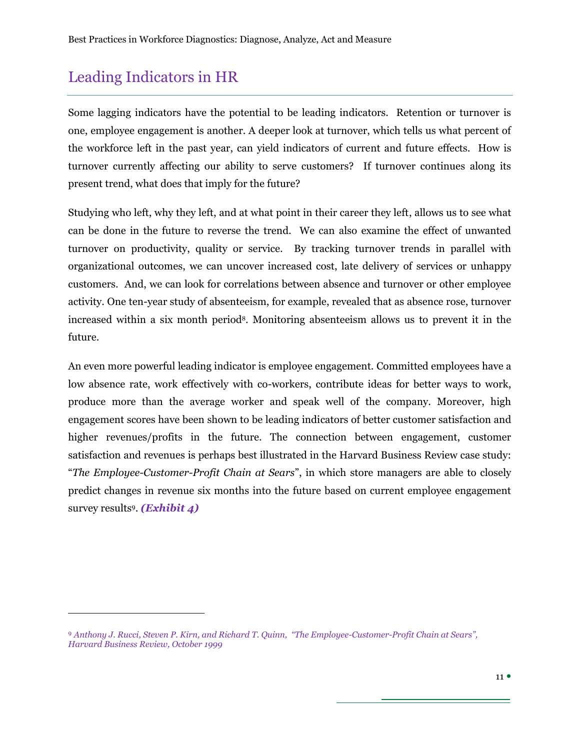## Leading Indicators in HR

Some lagging indicators have the potential to be leading indicators. Retention or turnover is one, employee engagement is another. A deeper look at turnover, which tells us what percent of the workforce left in the past year, can yield indicators of current and future effects. How is turnover currently affecting our ability to serve customers? If turnover continues along its present trend, what does that imply for the future?

Studying who left, why they left, and at what point in their career they left, allows us to see what can be done in the future to reverse the trend. We can also examine the effect of unwanted turnover on productivity, quality or service. By tracking turnover trends in parallel with organizational outcomes, we can uncover increased cost, late delivery of services or unhappy customers. And, we can look for correlations between absence and turnover or other employee activity. One ten-year study of absenteeism, for example, revealed that as absence rose, turnover increased within a six month period[8]. Monitoring absenteeism allows us to prevent it in the future.

An even more powerful leading indicator is employee engagement. Committed employees have a low absence rate, work effectively with co-workers, contribute ideas for better ways to work, produce more than the average worker and speak well of the company. Moreover, high engagement scores have been shown to be leading indicators of better customer satisfaction and higher revenues/profits in the future. The connection between engagement, customer satisfaction and revenues is perhaps best illustrated in the Harvard Business Review case study: "*The Employee-Customer-Profit Chain at Sears*", in which store managers are able to closely predict changes in revenue six months into the future based on current employee engagement survey results[9]. ***(Exhibit 4)***

---

[9] *Anthony J. Rucci, Steven P. Kirn, and Richard T. Quinn, "The Employee-Customer-Profit Chain at Sears", Harvard Business Review, October 1999*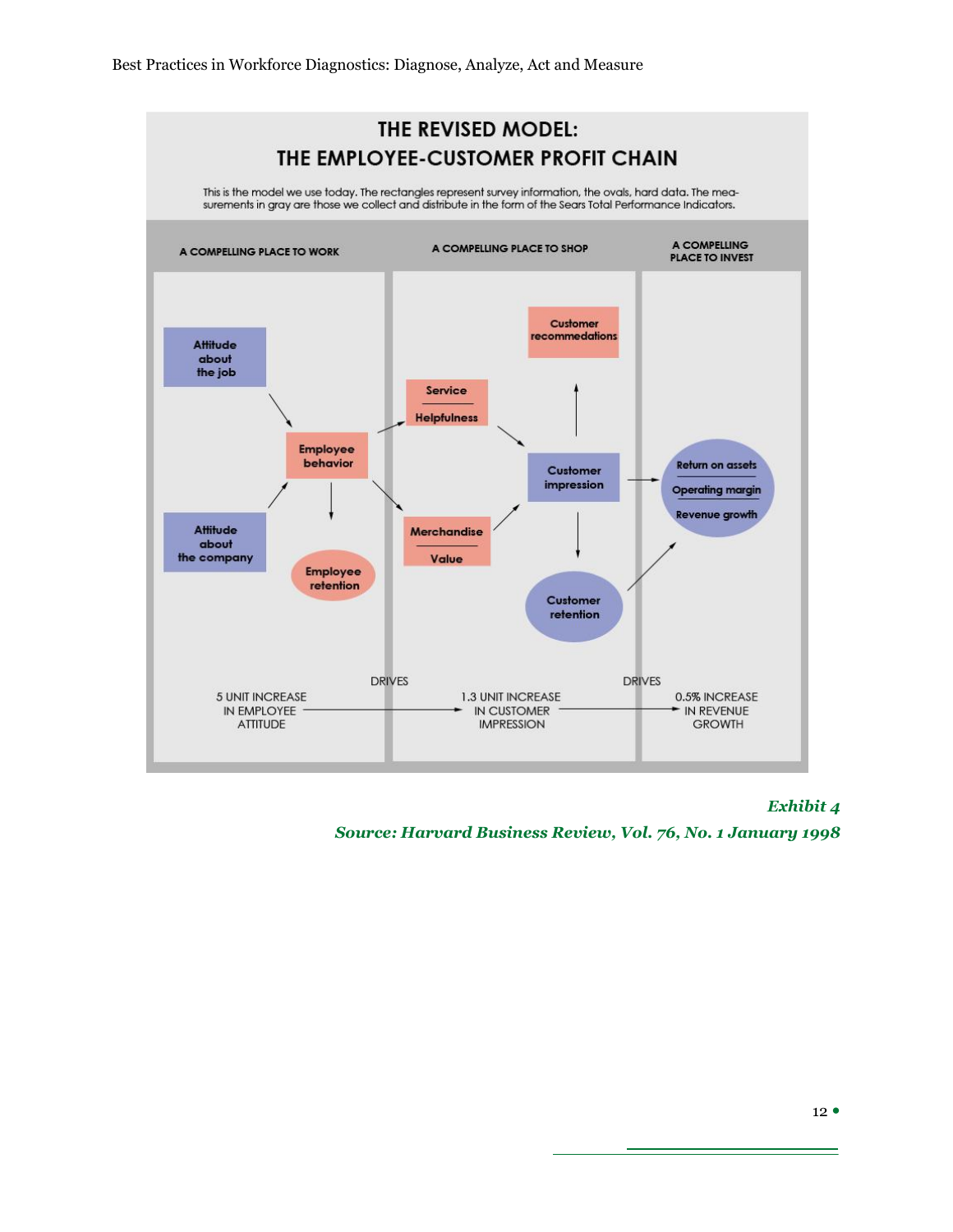# THE REVISED MODEL: THE EMPLOYEE-CUSTOMER PROFIT CHAIN

This is the model we use today. The rectangles represent survey information, the ovals, hard data. The measurements in gray are those we collect and distribute in the form of the Sears Total Performance Indicators.

| A COMPELLING PLACE TO WORK | A COMPELLING PLACE TO SHOP | A COMPELLING PLACE TO INVEST |
|---|---|---|
| Attitude about the job | Customer recommendations | Return on assets |
| Attitude about the company | Service / Helpfulness | Operating margin |
| Employee behavior | Merchandise / Value | Revenue growth |
| Employee retention | Customer impression | |
| | Customer retention | |

5 UNIT INCREASE IN EMPLOYEE ATTITUDE → DRIVES → 1.3 UNIT INCREASE IN CUSTOMER IMPRESSION → DRIVES → 0.5% INCREASE IN REVENUE GROWTH

*Exhibit 4*
*Source: Harvard Business Review, Vol. 76, No. 1 January 1998*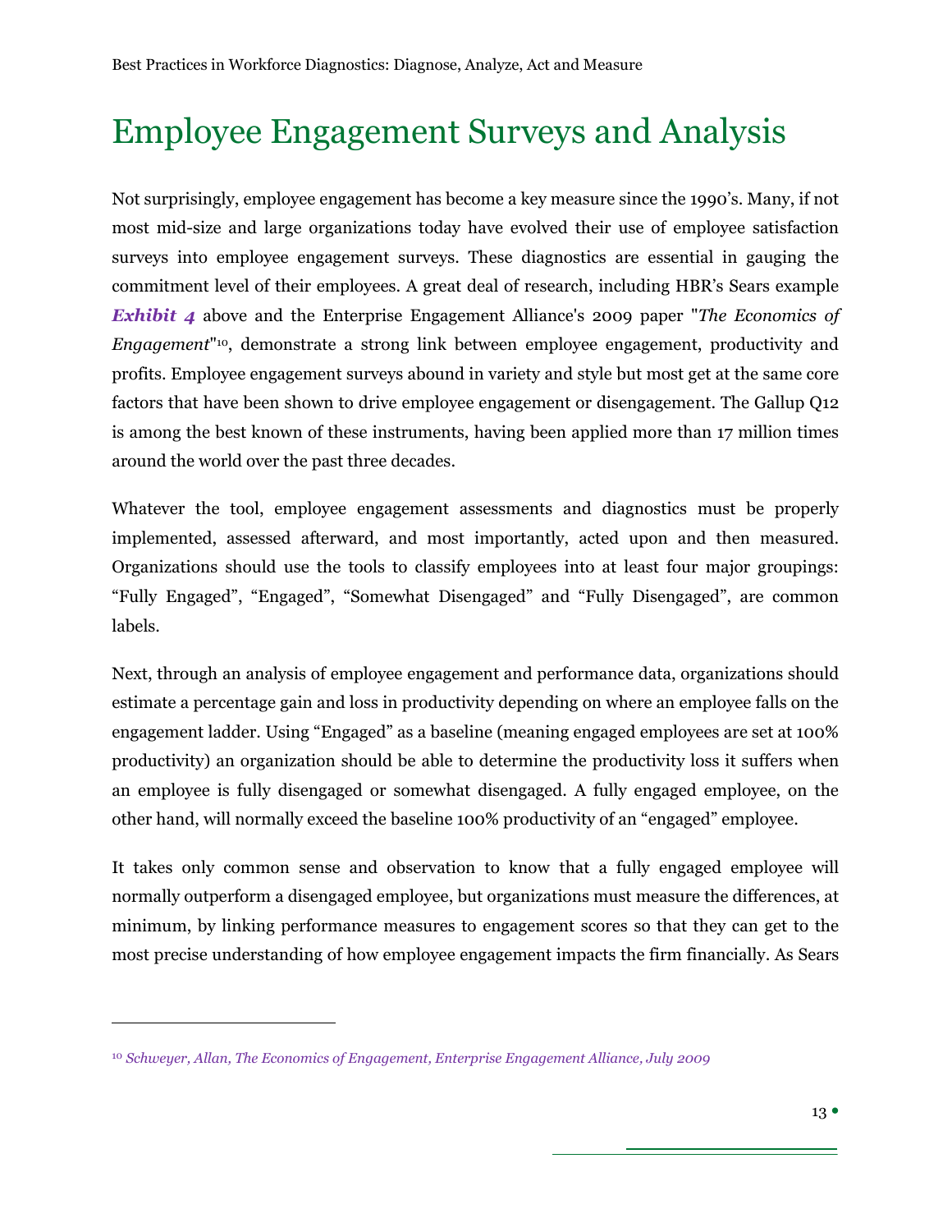# Employee Engagement Surveys and Analysis

Not surprisingly, employee engagement has become a key measure since the 1990's. Many, if not most mid-size and large organizations today have evolved their use of employee satisfaction surveys into employee engagement surveys. These diagnostics are essential in gauging the commitment level of their employees. A great deal of research, including HBR's Sears example ***Exhibit 4*** above and the Enterprise Engagement Alliance's 2009 paper "*The Economics of Engagement*"[10], demonstrate a strong link between employee engagement, productivity and profits. Employee engagement surveys abound in variety and style but most get at the same core factors that have been shown to drive employee engagement or disengagement. The Gallup Q12 is among the best known of these instruments, having been applied more than 17 million times around the world over the past three decades.

Whatever the tool, employee engagement assessments and diagnostics must be properly implemented, assessed afterward, and most importantly, acted upon and then measured. Organizations should use the tools to classify employees into at least four major groupings: "Fully Engaged", "Engaged", "Somewhat Disengaged" and "Fully Disengaged", are common labels.

Next, through an analysis of employee engagement and performance data, organizations should estimate a percentage gain and loss in productivity depending on where an employee falls on the engagement ladder. Using "Engaged" as a baseline (meaning engaged employees are set at 100% productivity) an organization should be able to determine the productivity loss it suffers when an employee is fully disengaged or somewhat disengaged. A fully engaged employee, on the other hand, will normally exceed the baseline 100% productivity of an "engaged" employee.

It takes only common sense and observation to know that a fully engaged employee will normally outperform a disengaged employee, but organizations must measure the differences, at minimum, by linking performance measures to engagement scores so that they can get to the most precise understanding of how employee engagement impacts the firm financially. As Sears

---

[10] *Schweyer, Allan, The Economics of Engagement, Enterprise Engagement Alliance, July 2009*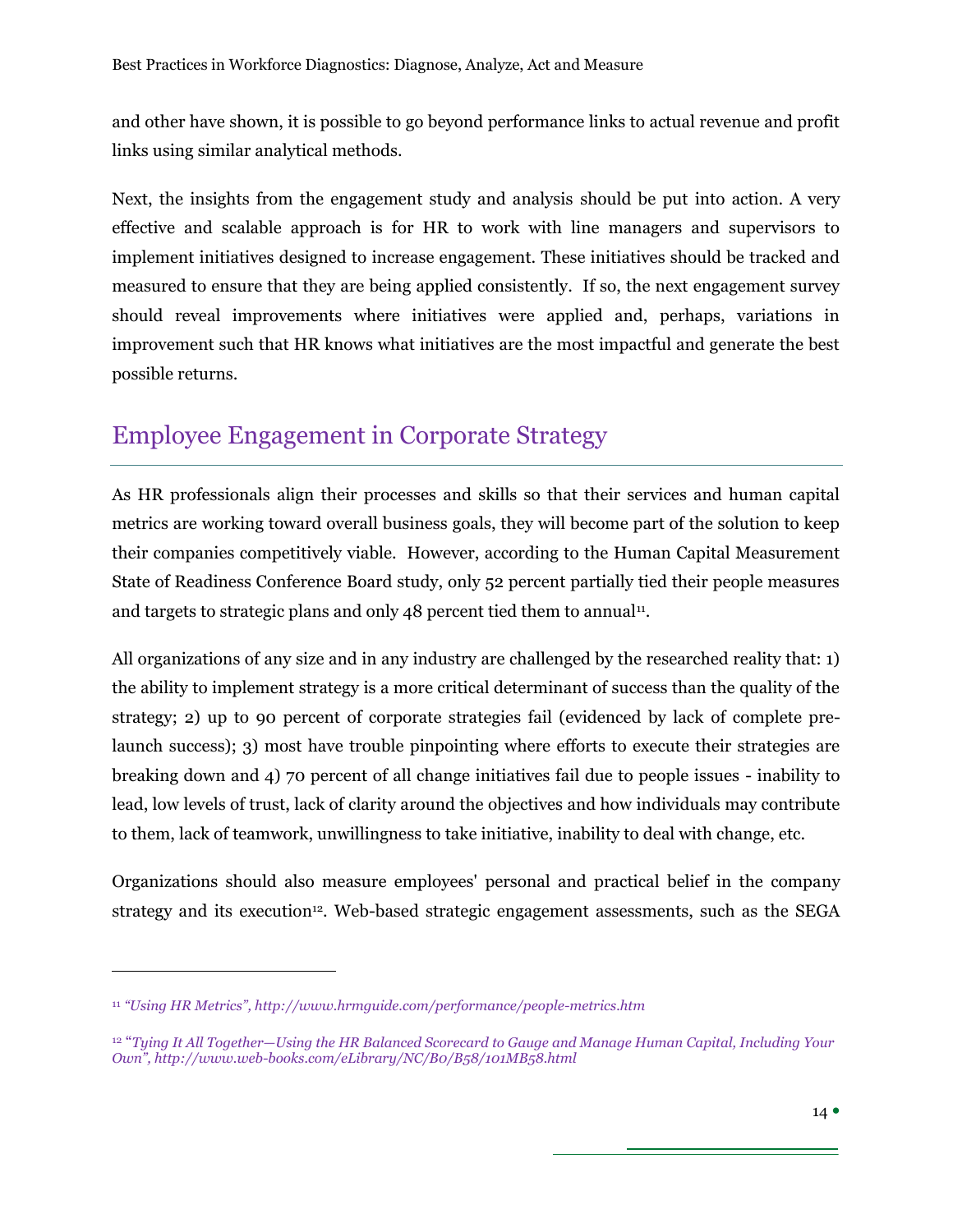and other have shown, it is possible to go beyond performance links to actual revenue and profit links using similar analytical methods.

Next, the insights from the engagement study and analysis should be put into action. A very effective and scalable approach is for HR to work with line managers and supervisors to implement initiatives designed to increase engagement. These initiatives should be tracked and measured to ensure that they are being applied consistently. If so, the next engagement survey should reveal improvements where initiatives were applied and, perhaps, variations in improvement such that HR knows what initiatives are the most impactful and generate the best possible returns.

## Employee Engagement in Corporate Strategy

As HR professionals align their processes and skills so that their services and human capital metrics are working toward overall business goals, they will become part of the solution to keep their companies competitively viable. However, according to the Human Capital Measurement State of Readiness Conference Board study, only 52 percent partially tied their people measures and targets to strategic plans and only 48 percent tied them to annual[11].

All organizations of any size and in any industry are challenged by the researched reality that: 1) the ability to implement strategy is a more critical determinant of success than the quality of the strategy; 2) up to 90 percent of corporate strategies fail (evidenced by lack of complete pre-launch success); 3) most have trouble pinpointing where efforts to execute their strategies are breaking down and 4) 70 percent of all change initiatives fail due to people issues - inability to lead, low levels of trust, lack of clarity around the objectives and how individuals may contribute to them, lack of teamwork, unwillingness to take initiative, inability to deal with change, etc.

Organizations should also measure employees' personal and practical belief in the company strategy and its execution[12]. Web-based strategic engagement assessments, such as the SEGA

---

[11] *"Using HR Metrics", http://www.hrmguide.com/performance/people-metrics.htm*

[12] *"Tying It All Together—Using the HR Balanced Scorecard to Gauge and Manage Human Capital, Including Your Own", http://www.web-books.com/eLibrary/NC/B0/B58/101MB58.html*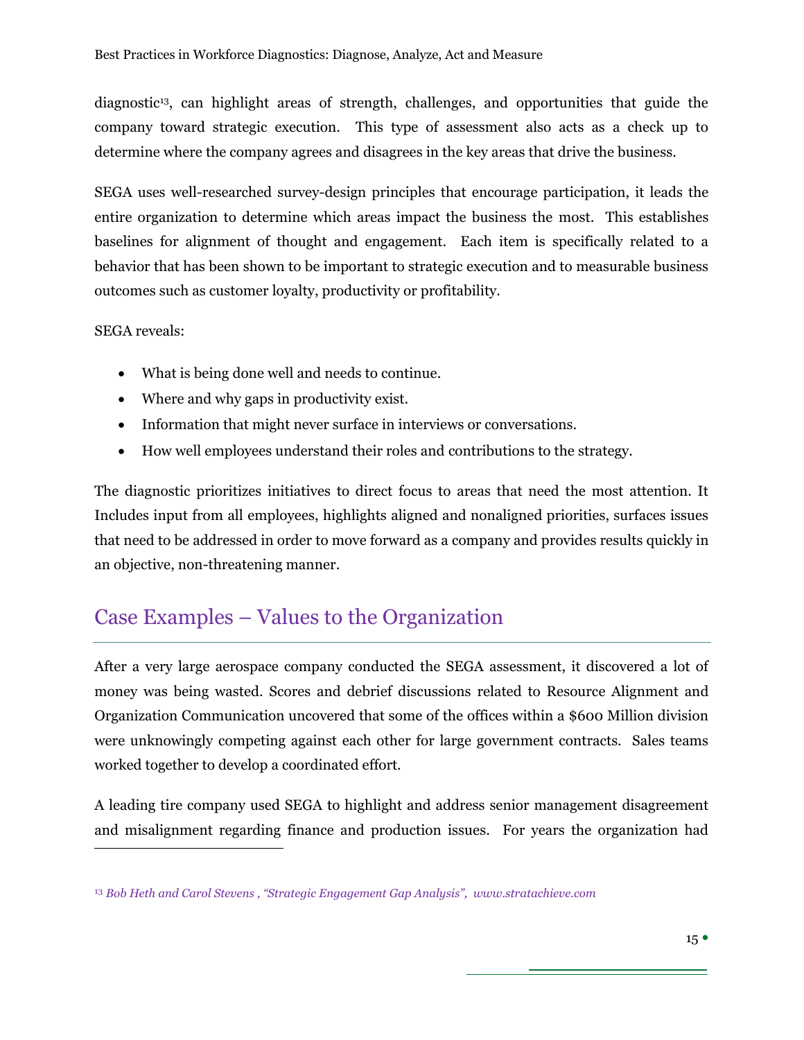diagnostic[13], can highlight areas of strength, challenges, and opportunities that guide the company toward strategic execution. This type of assessment also acts as a check up to determine where the company agrees and disagrees in the key areas that drive the business.

SEGA uses well-researched survey-design principles that encourage participation, it leads the entire organization to determine which areas impact the business the most. This establishes baselines for alignment of thought and engagement. Each item is specifically related to a behavior that has been shown to be important to strategic execution and to measurable business outcomes such as customer loyalty, productivity or profitability.

SEGA reveals:

- What is being done well and needs to continue.
- Where and why gaps in productivity exist.
- Information that might never surface in interviews or conversations.
- How well employees understand their roles and contributions to the strategy.

The diagnostic prioritizes initiatives to direct focus to areas that need the most attention. It Includes input from all employees, highlights aligned and nonaligned priorities, surfaces issues that need to be addressed in order to move forward as a company and provides results quickly in an objective, non-threatening manner.

## Case Examples – Values to the Organization

After a very large aerospace company conducted the SEGA assessment, it discovered a lot of money was being wasted. Scores and debrief discussions related to Resource Alignment and Organization Communication uncovered that some of the offices within a $600 Million division were unknowingly competing against each other for large government contracts. Sales teams worked together to develop a coordinated effort.

A leading tire company used SEGA to highlight and address senior management disagreement and misalignment regarding finance and production issues. For years the organization had

[13] *Bob Heth and Carol Stevens , "Strategic Engagement Gap Analysis", www.stratachieve.com*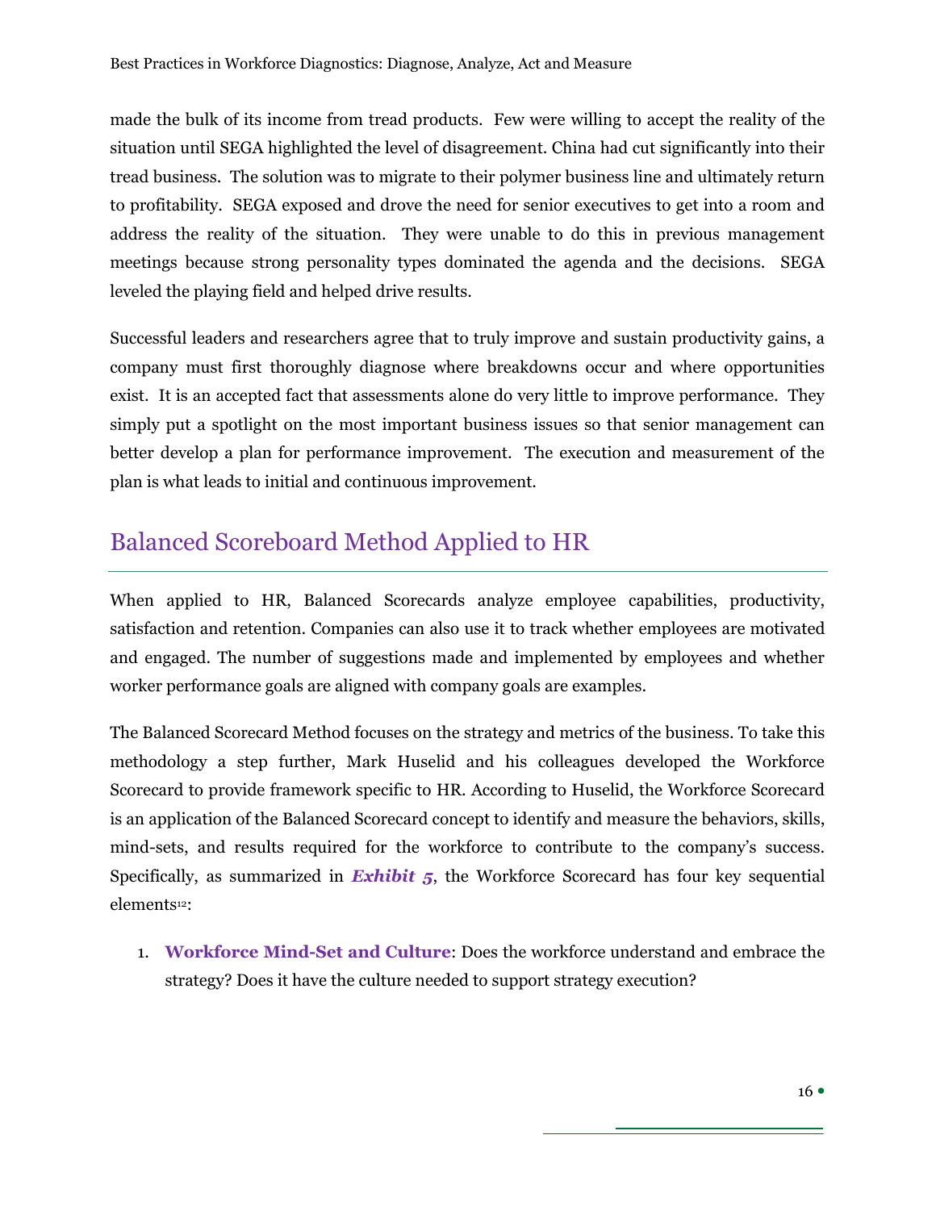made the bulk of its income from tread products. Few were willing to accept the reality of the situation until SEGA highlighted the level of disagreement. China had cut significantly into their tread business. The solution was to migrate to their polymer business line and ultimately return to profitability. SEGA exposed and drove the need for senior executives to get into a room and address the reality of the situation. They were unable to do this in previous management meetings because strong personality types dominated the agenda and the decisions. SEGA leveled the playing field and helped drive results.

Successful leaders and researchers agree that to truly improve and sustain productivity gains, a company must first thoroughly diagnose where breakdowns occur and where opportunities exist. It is an accepted fact that assessments alone do very little to improve performance. They simply put a spotlight on the most important business issues so that senior management can better develop a plan for performance improvement. The execution and measurement of the plan is what leads to initial and continuous improvement.

## Balanced Scoreboard Method Applied to HR

When applied to HR, Balanced Scorecards analyze employee capabilities, productivity, satisfaction and retention. Companies can also use it to track whether employees are motivated and engaged. The number of suggestions made and implemented by employees and whether worker performance goals are aligned with company goals are examples.

The Balanced Scorecard Method focuses on the strategy and metrics of the business. To take this methodology a step further, Mark Huselid and his colleagues developed the Workforce Scorecard to provide framework specific to HR. According to Huselid, the Workforce Scorecard is an application of the Balanced Scorecard concept to identify and measure the behaviors, skills, mind-sets, and results required for the workforce to contribute to the company's success. Specifically, as summarized in ***Exhibit 5***, the Workforce Scorecard has four key sequential elements[12]:

1. **Workforce Mind-Set and Culture**: Does the workforce understand and embrace the strategy? Does it have the culture needed to support strategy execution?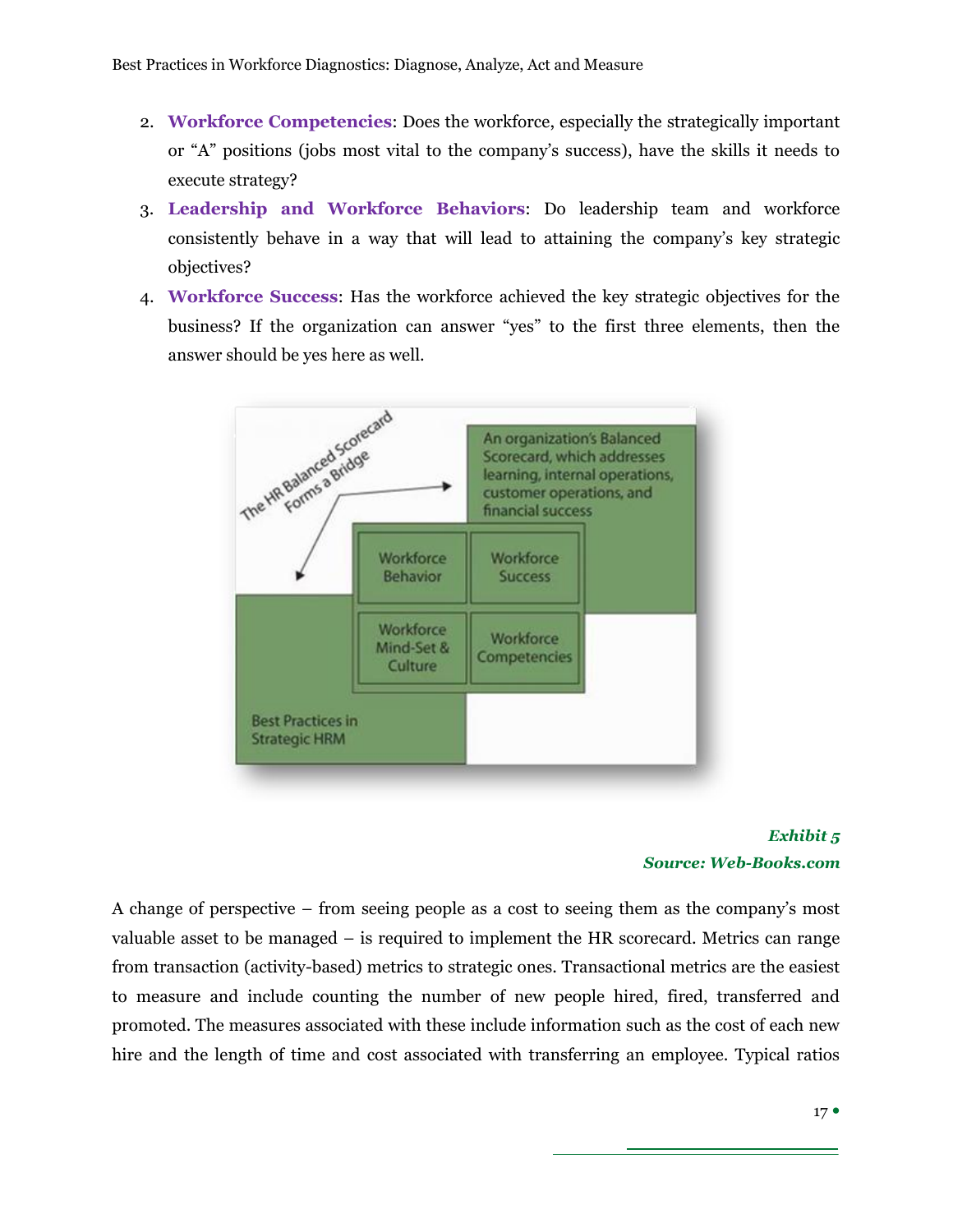2. **Workforce Competencies**: Does the workforce, especially the strategically important or "A" positions (jobs most vital to the company's success), have the skills it needs to execute strategy?
3. **Leadership and Workforce Behaviors**: Do leadership team and workforce consistently behave in a way that will lead to attaining the company's key strategic objectives?
4. **Workforce Success**: Has the workforce achieved the key strategic objectives for the business? If the organization can answer "yes" to the first three elements, then the answer should be yes here as well.

The HR Balanced Scorecard Forms a Bridge

An organization's Balanced Scorecard, which addresses learning, internal operations, customer operations, and financial success

Workforce Behavior | Workforce Success
Workforce Mind-Set & Culture | Workforce Competencies

Best Practices in Strategic HRM

***Exhibit 5***
***Source: Web-Books.com***

A change of perspective – from seeing people as a cost to seeing them as the company's most valuable asset to be managed – is required to implement the HR scorecard. Metrics can range from transaction (activity-based) metrics to strategic ones. Transactional metrics are the easiest to measure and include counting the number of new people hired, fired, transferred and promoted. The measures associated with these include information such as the cost of each new hire and the length of time and cost associated with transferring an employee. Typical ratios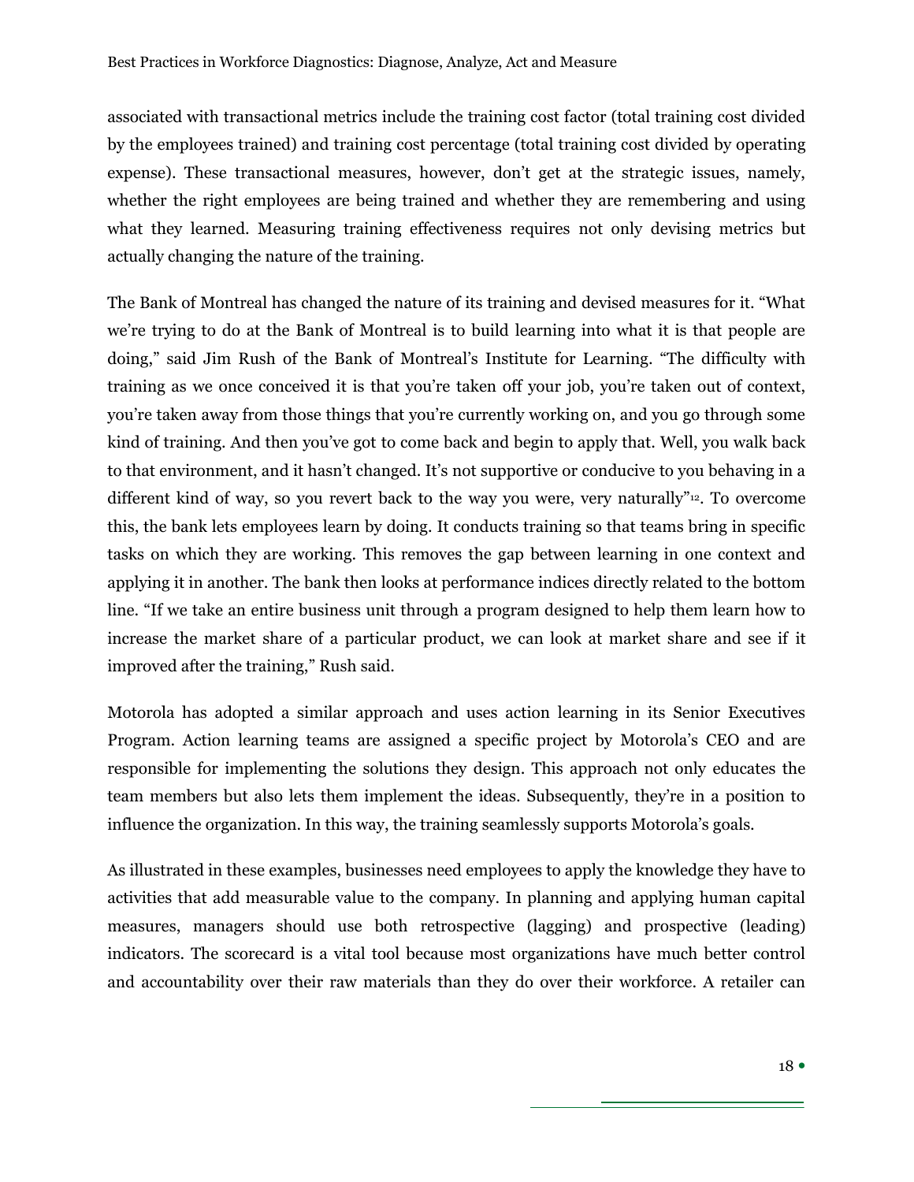associated with transactional metrics include the training cost factor (total training cost divided by the employees trained) and training cost percentage (total training cost divided by operating expense). These transactional measures, however, don't get at the strategic issues, namely, whether the right employees are being trained and whether they are remembering and using what they learned. Measuring training effectiveness requires not only devising metrics but actually changing the nature of the training.

The Bank of Montreal has changed the nature of its training and devised measures for it. "What we're trying to do at the Bank of Montreal is to build learning into what it is that people are doing," said Jim Rush of the Bank of Montreal's Institute for Learning. "The difficulty with training as we once conceived it is that you're taken off your job, you're taken out of context, you're taken away from those things that you're currently working on, and you go through some kind of training. And then you've got to come back and begin to apply that. Well, you walk back to that environment, and it hasn't changed. It's not supportive or conducive to you behaving in a different kind of way, so you revert back to the way you were, very naturally"[12]. To overcome this, the bank lets employees learn by doing. It conducts training so that teams bring in specific tasks on which they are working. This removes the gap between learning in one context and applying it in another. The bank then looks at performance indices directly related to the bottom line. "If we take an entire business unit through a program designed to help them learn how to increase the market share of a particular product, we can look at market share and see if it improved after the training," Rush said.

Motorola has adopted a similar approach and uses action learning in its Senior Executives Program. Action learning teams are assigned a specific project by Motorola's CEO and are responsible for implementing the solutions they design. This approach not only educates the team members but also lets them implement the ideas. Subsequently, they're in a position to influence the organization. In this way, the training seamlessly supports Motorola's goals.

As illustrated in these examples, businesses need employees to apply the knowledge they have to activities that add measurable value to the company. In planning and applying human capital measures, managers should use both retrospective (lagging) and prospective (leading) indicators. The scorecard is a vital tool because most organizations have much better control and accountability over their raw materials than they do over their workforce. A retailer can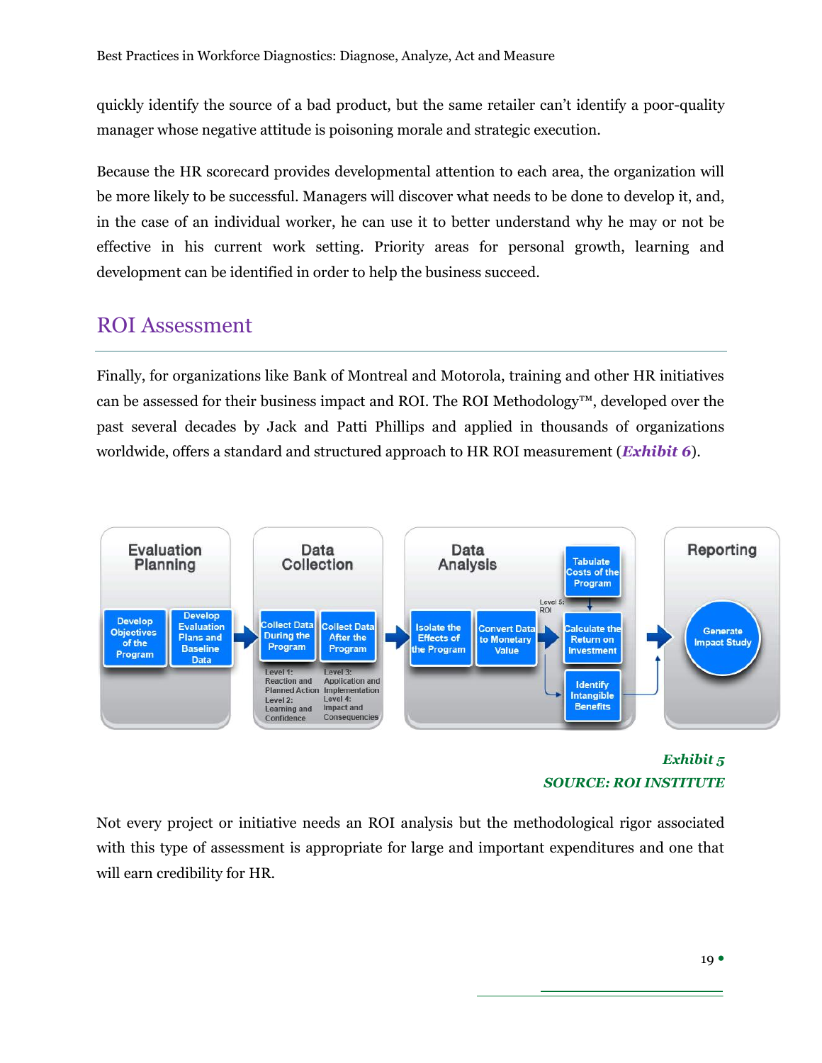quickly identify the source of a bad product, but the same retailer can't identify a poor-quality manager whose negative attitude is poisoning morale and strategic execution.

Because the HR scorecard provides developmental attention to each area, the organization will be more likely to be successful. Managers will discover what needs to be done to develop it, and, in the case of an individual worker, he can use it to better understand why he may or not be effective in his current work setting. Priority areas for personal growth, learning and development can be identified in order to help the business succeed.

## ROI Assessment

Finally, for organizations like Bank of Montreal and Motorola, training and other HR initiatives can be assessed for their business impact and ROI. The ROI Methodology™, developed over the past several decades by Jack and Patti Phillips and applied in thousands of organizations worldwide, offers a standard and structured approach to HR ROI measurement (***Exhibit 6***).

Evaluation Planning: Develop Objectives of the Program → Develop Evaluation Plans and Baseline Data

Data Collection: Collect Data During the Program (Level 1: Reaction and Planned Action; Level 2: Learning and Confidence) → Collect Data After the Program (Level 3: Application and Implementation; Level 4: Impact and Consequencies)

Data Analysis: Isolate the Effects of the Program → Convert Data to Monetary Value → Tabulate Costs of the Program → Calculate the Return on Investment (Level 5: ROI); Identify Intangible Benefits

Reporting: Generate Impact Study

***Exhibit 5***
***SOURCE: ROI INSTITUTE***

Not every project or initiative needs an ROI analysis but the methodological rigor associated with this type of assessment is appropriate for large and important expenditures and one that will earn credibility for HR.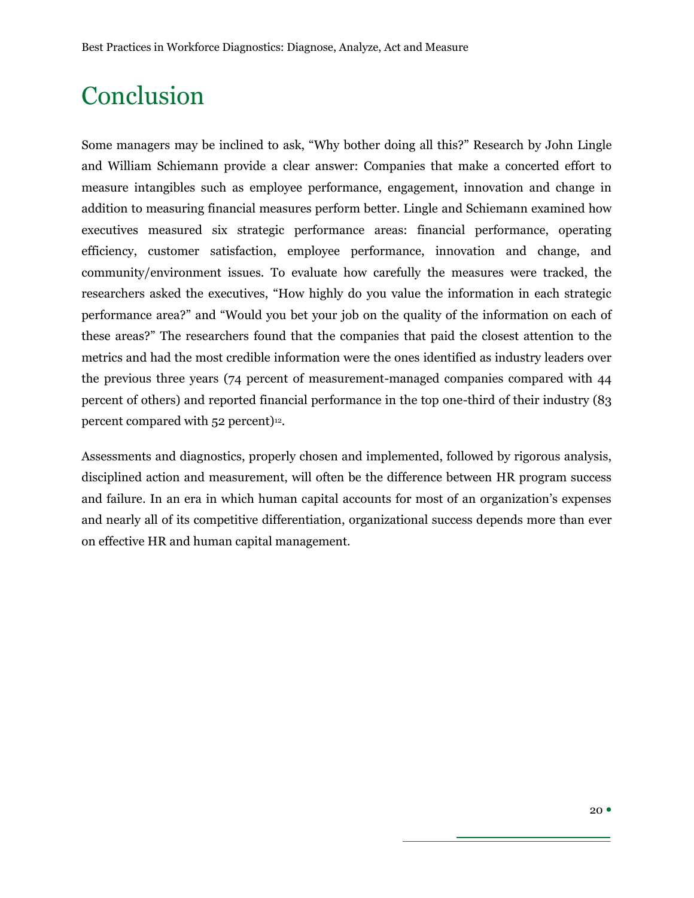# Conclusion

Some managers may be inclined to ask, "Why bother doing all this?" Research by John Lingle and William Schiemann provide a clear answer: Companies that make a concerted effort to measure intangibles such as employee performance, engagement, innovation and change in addition to measuring financial measures perform better. Lingle and Schiemann examined how executives measured six strategic performance areas: financial performance, operating efficiency, customer satisfaction, employee performance, innovation and change, and community/environment issues. To evaluate how carefully the measures were tracked, the researchers asked the executives, "How highly do you value the information in each strategic performance area?" and "Would you bet your job on the quality of the information on each of these areas?" The researchers found that the companies that paid the closest attention to the metrics and had the most credible information were the ones identified as industry leaders over the previous three years (74 percent of measurement-managed companies compared with 44 percent of others) and reported financial performance in the top one-third of their industry (83 percent compared with 52 percent)[12].

Assessments and diagnostics, properly chosen and implemented, followed by rigorous analysis, disciplined action and measurement, will often be the difference between HR program success and failure. In an era in which human capital accounts for most of an organization's expenses and nearly all of its competitive differentiation, organizational success depends more than ever on effective HR and human capital management.